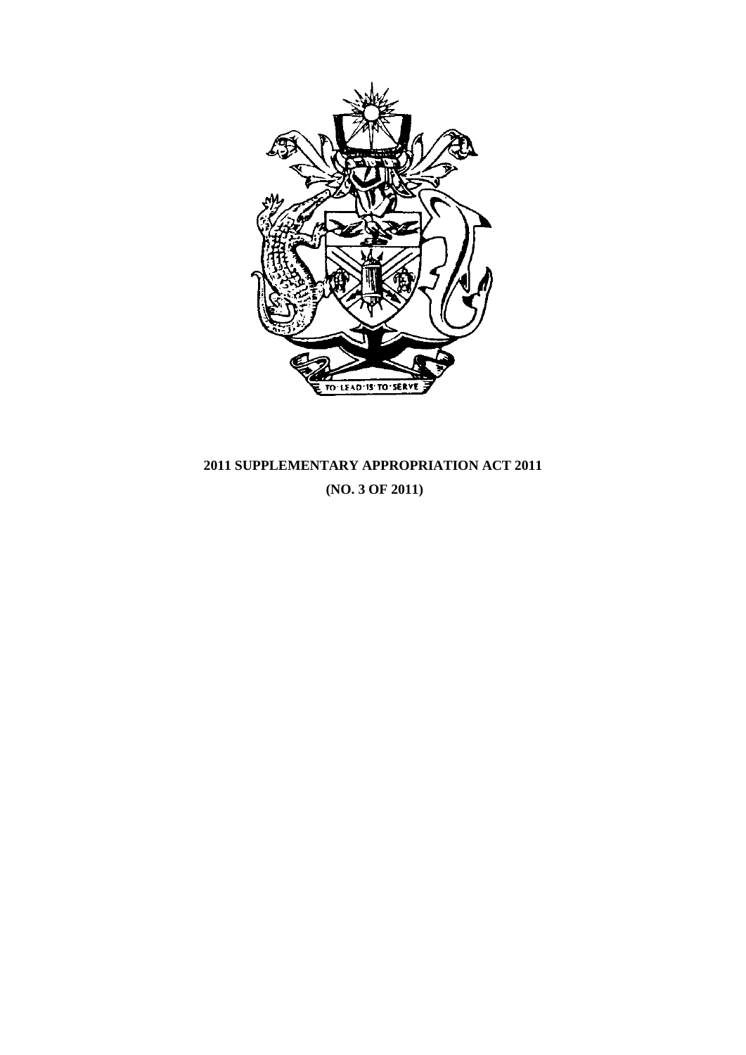# 2011 SUPPLEMENTARY APPROPRIATION ACT 2011

## (NO. 3 OF 2011)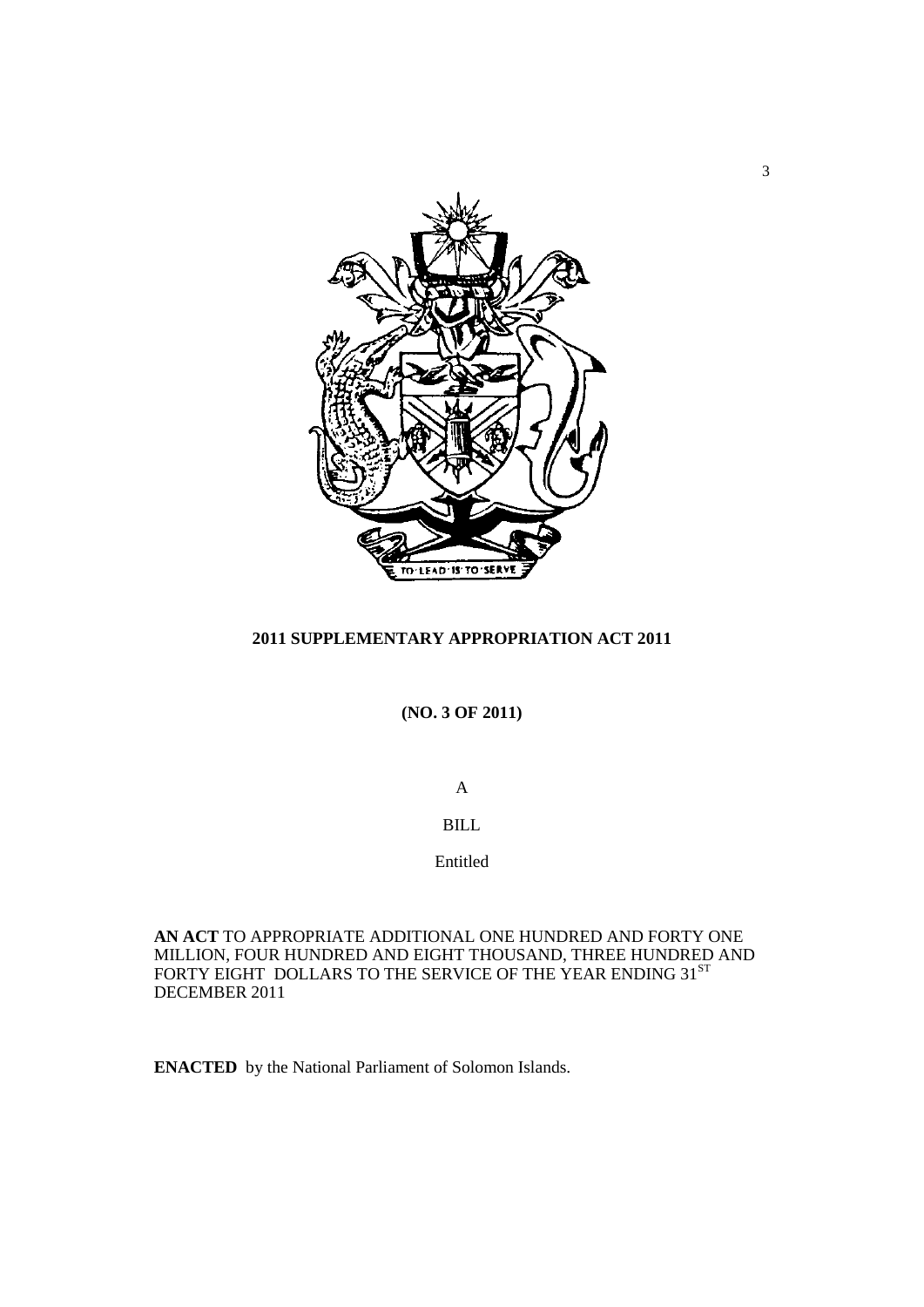**2011 SUPPLEMENTARY APPROPRIATION ACT 2011**

**(NO. 3 OF 2011)**

A

BILL

Entitled

**AN ACT** TO APPROPRIATE ADDITIONAL ONE HUNDRED AND FORTY ONE MILLION, FOUR HUNDRED AND EIGHT THOUSAND, THREE HUNDRED AND FORTY EIGHT DOLLARS TO THE SERVICE OF THE YEAR ENDING 31ST DECEMBER 2011

**ENACTED** by the National Parliament of Solomon Islands.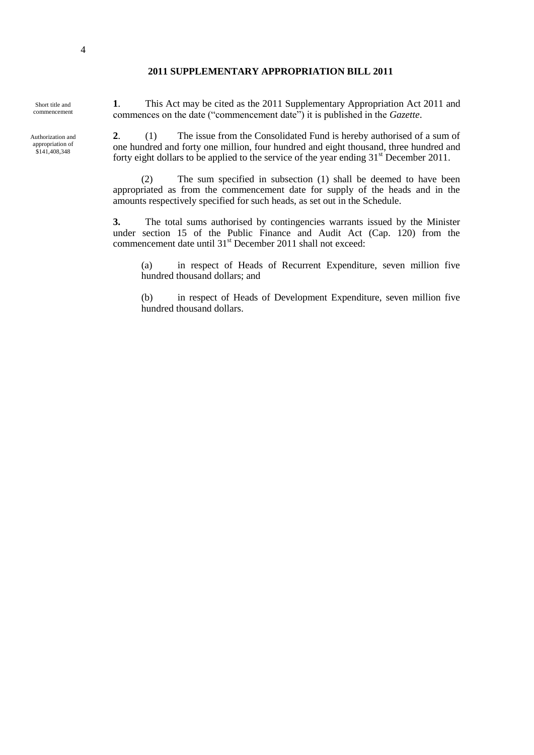## 2011 SUPPLEMENTARY APPROPRIATION BILL 2011

Short title and commencement

**1**. This Act may be cited as the 2011 Supplementary Appropriation Act 2011 and commences on the date ("commencement date") it is published in the *Gazette*.

Authorization and appropriation of $141,408,348

**2**. (1) The issue from the Consolidated Fund is hereby authorised of a sum of one hundred and forty one million, four hundred and eight thousand, three hundred and forty eight dollars to be applied to the service of the year ending 31st December 2011.

(2) The sum specified in subsection (1) shall be deemed to have been appropriated as from the commencement date for supply of the heads and in the amounts respectively specified for such heads, as set out in the Schedule.

**3.** The total sums authorised by contingencies warrants issued by the Minister under section 15 of the Public Finance and Audit Act (Cap. 120) from the commencement date until 31st December 2011 shall not exceed:

(a) in respect of Heads of Recurrent Expenditure, seven million five hundred thousand dollars; and

(b) in respect of Heads of Development Expenditure, seven million five hundred thousand dollars.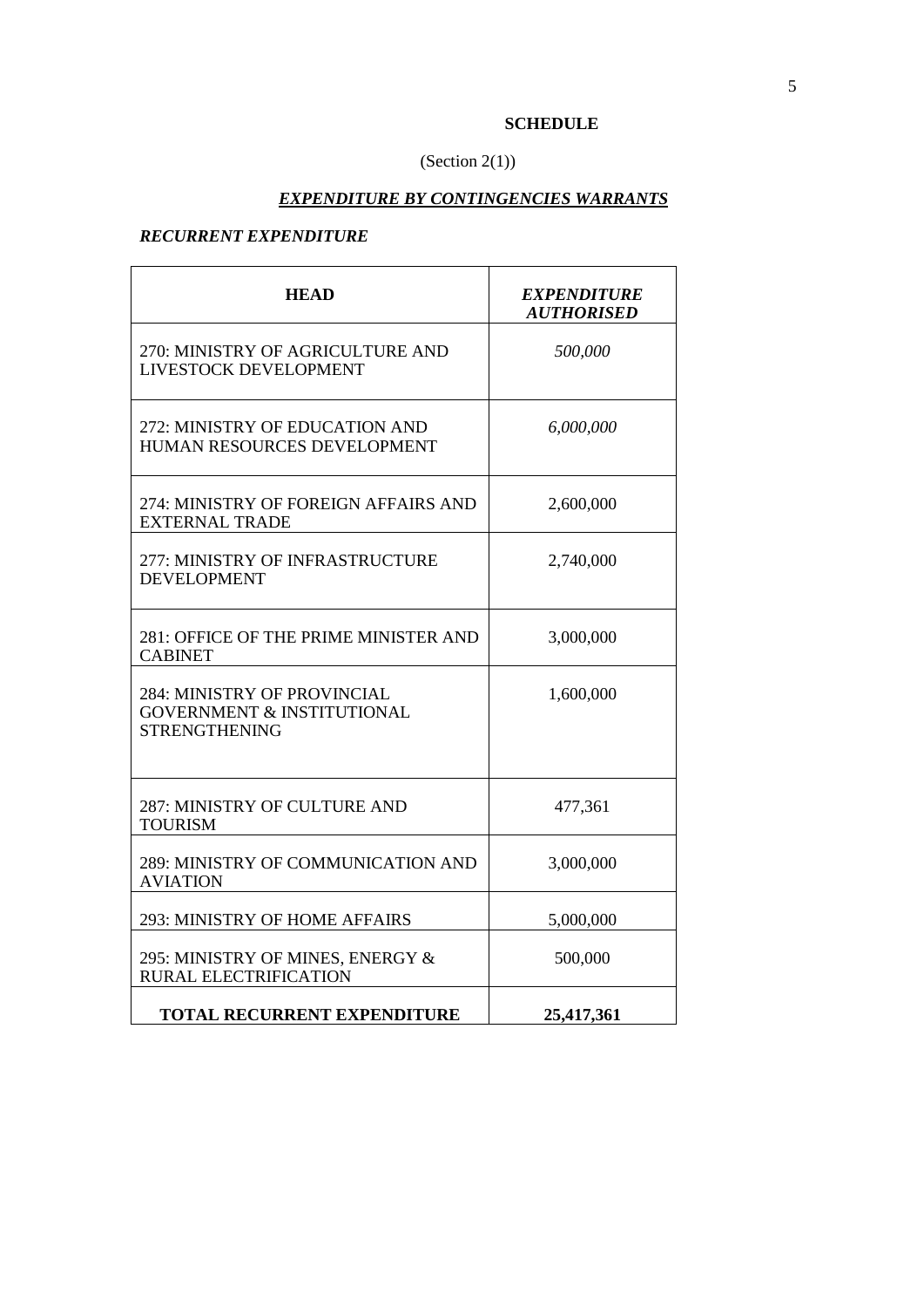**SCHEDULE**

(Section 2(1))

***EXPENDITURE BY CONTINGENCIES WARRANTS***

***RECURRENT EXPENDITURE***

| **HEAD** | ***EXPENDITURE AUTHORISED*** |
|---|---|
| 270: MINISTRY OF AGRICULTURE AND LIVESTOCK DEVELOPMENT | *500,000* |
| 272: MINISTRY OF EDUCATION AND HUMAN RESOURCES DEVELOPMENT | *6,000,000* |
| 274: MINISTRY OF FOREIGN AFFAIRS AND EXTERNAL TRADE | 2,600,000 |
| 277: MINISTRY OF INFRASTRUCTURE DEVELOPMENT | 2,740,000 |
| 281: OFFICE OF THE PRIME MINISTER AND CABINET | 3,000,000 |
| 284: MINISTRY OF PROVINCIAL GOVERNMENT & INSTITUTIONAL STRENGTHENING | 1,600,000 |
| 287: MINISTRY OF CULTURE AND TOURISM | 477,361 |
| 289: MINISTRY OF COMMUNICATION AND AVIATION | 3,000,000 |
| 293: MINISTRY OF HOME AFFAIRS | 5,000,000 |
| 295: MINISTRY OF MINES, ENERGY & RURAL ELECTRIFICATION | 500,000 |
| **TOTAL RECURRENT EXPENDITURE** | **25,417,361** |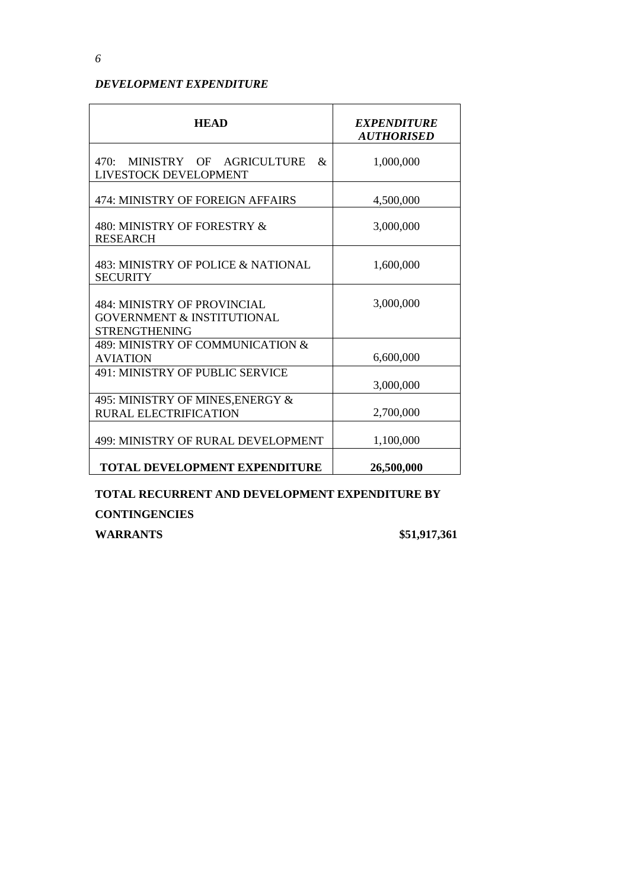***DEVELOPMENT EXPENDITURE***

| **HEAD** | ***EXPENDITURE AUTHORISED*** |
|---|---|
| 470: MINISTRY OF AGRICULTURE & LIVESTOCK DEVELOPMENT | 1,000,000 |
| 474: MINISTRY OF FOREIGN AFFAIRS | 4,500,000 |
| 480: MINISTRY OF FORESTRY & RESEARCH | 3,000,000 |
| 483: MINISTRY OF POLICE & NATIONAL SECURITY | 1,600,000 |
| 484: MINISTRY OF PROVINCIAL GOVERNMENT & INSTITUTIONAL STRENGTHENING | 3,000,000 |
| 489: MINISTRY OF COMMUNICATION & AVIATION | 6,600,000 |
| 491: MINISTRY OF PUBLIC SERVICE | 3,000,000 |
| 495: MINISTRY OF MINES,ENERGY & RURAL ELECTRIFICATION | 2,700,000 |
| 499: MINISTRY OF RURAL DEVELOPMENT | 1,100,000 |
| **TOTAL DEVELOPMENT EXPENDITURE** | **26,500,000** |

**TOTAL RECURRENT AND DEVELOPMENT EXPENDITURE BY CONTINGENCIES WARRANTS** **$51,917,361**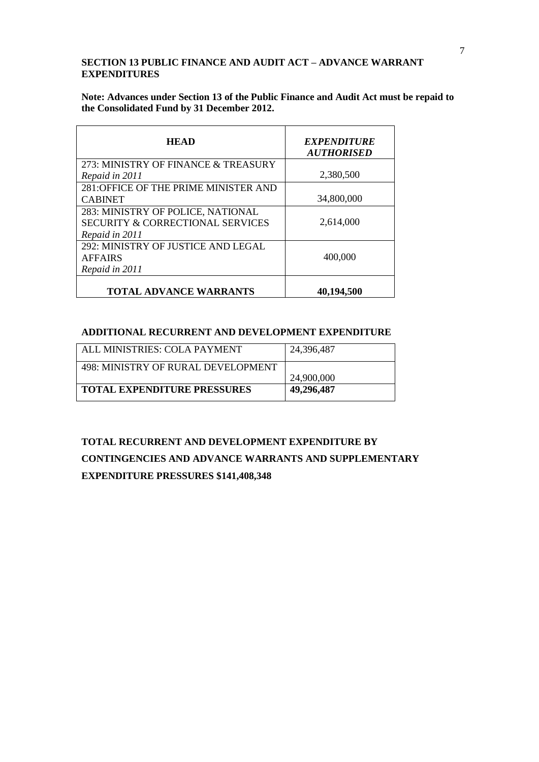**SECTION 13 PUBLIC FINANCE AND AUDIT ACT – ADVANCE WARRANT EXPENDITURES**

**Note: Advances under Section 13 of the Public Finance and Audit Act must be repaid to the Consolidated Fund by 31 December 2012.**

| **HEAD** | ***EXPENDITURE AUTHORISED*** |
|---|---|
| 273: MINISTRY OF FINANCE & TREASURY *Repaid in 2011* | 2,380,500 |
| 281:OFFICE OF THE PRIME MINISTER AND CABINET | 34,800,000 |
| 283: MINISTRY OF POLICE, NATIONAL SECURITY & CORRECTIONAL SERVICES *Repaid in 2011* | 2,614,000 |
| 292: MINISTRY OF JUSTICE AND LEGAL AFFAIRS *Repaid in 2011* | 400,000 |
| **TOTAL ADVANCE WARRANTS** | **40,194,500** |

**ADDITIONAL RECURRENT AND DEVELOPMENT EXPENDITURE**

| ALL MINISTRIES: COLA PAYMENT | 24,396,487 |
|---|---|
| 498: MINISTRY OF RURAL DEVELOPMENT | 24,900,000 |
| **TOTAL EXPENDITURE PRESSURES** | **49,296,487** |

**TOTAL RECURRENT AND DEVELOPMENT EXPENDITURE BY CONTINGENCIES AND ADVANCE WARRANTS AND SUPPLEMENTARY EXPENDITURE PRESSURES $141,408,348**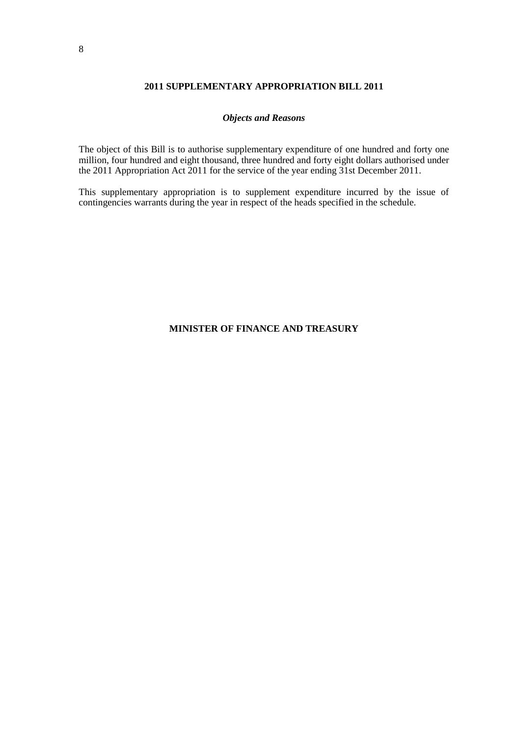**2011 SUPPLEMENTARY APPROPRIATION BILL 2011**

***Objects and Reasons***

The object of this Bill is to authorise supplementary expenditure of one hundred and forty one million, four hundred and eight thousand, three hundred and forty eight dollars authorised under the 2011 Appropriation Act 2011 for the service of the year ending 31st December 2011.

This supplementary appropriation is to supplement expenditure incurred by the issue of contingencies warrants during the year in respect of the heads specified in the schedule.

**MINISTER OF FINANCE AND TREASURY**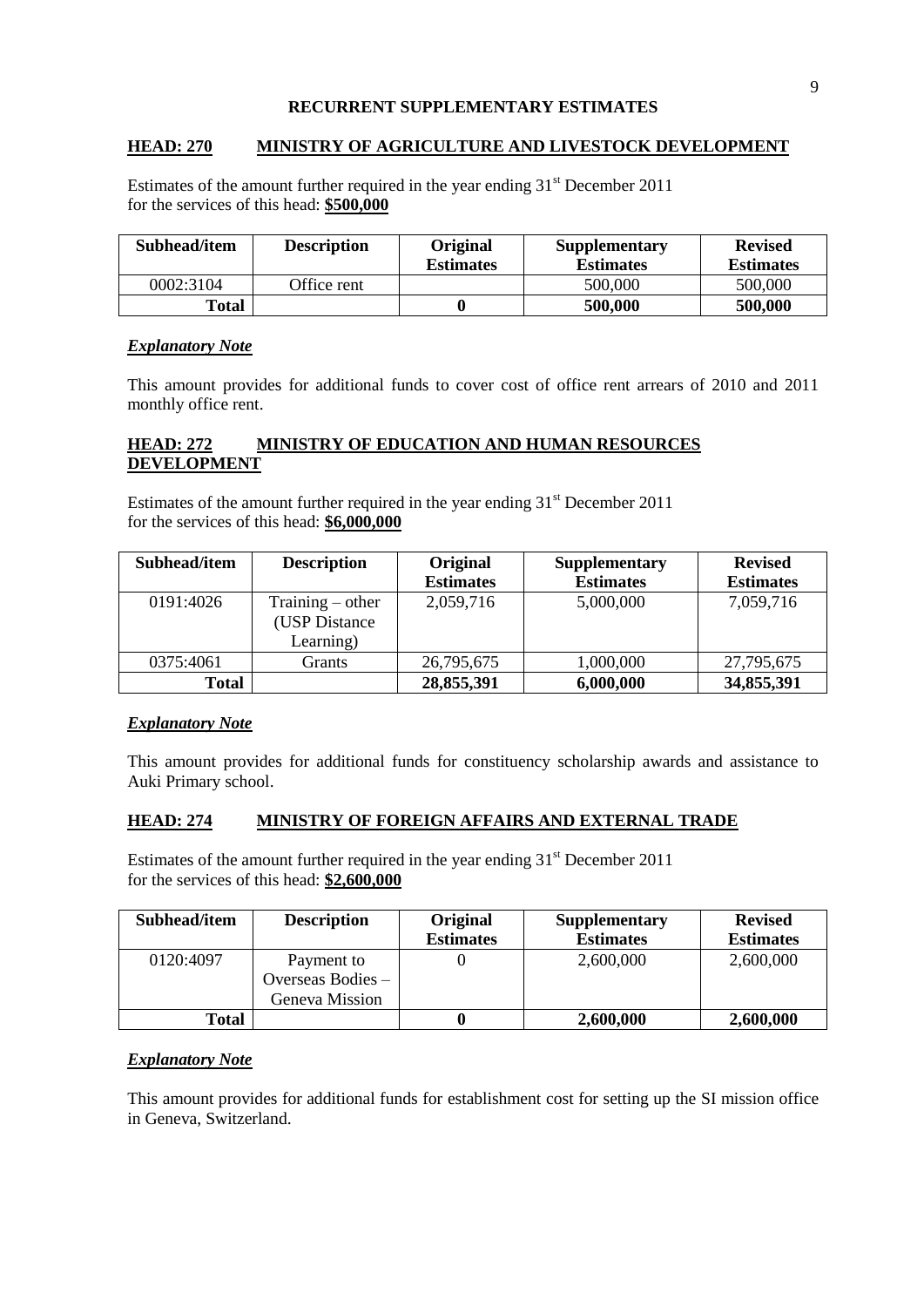# RECURRENT SUPPLEMENTARY ESTIMATES

## HEAD: 270 MINISTRY OF AGRICULTURE AND LIVESTOCK DEVELOPMENT

Estimates of the amount further required in the year ending 31st December 2011 for the services of this head: **$500,000**

| Subhead/item | Description | Original Estimates | Supplementary Estimates | Revised Estimates |
|---|---|---|---|---|
| 0002:3104 | Office rent | | 500,000 | 500,000 |
| **Total** | | **0** | **500,000** | **500,000** |

***Explanatory Note***

This amount provides for additional funds to cover cost of office rent arrears of 2010 and 2011 monthly office rent.

## HEAD: 272 MINISTRY OF EDUCATION AND HUMAN RESOURCES DEVELOPMENT

Estimates of the amount further required in the year ending 31st December 2011 for the services of this head: **$6,000,000**

| Subhead/item | Description | Original Estimates | Supplementary Estimates | Revised Estimates |
|---|---|---|---|---|
| 0191:4026 | Training – other (USP Distance Learning) | 2,059,716 | 5,000,000 | 7,059,716 |
| 0375:4061 | Grants | 26,795,675 | 1,000,000 | 27,795,675 |
| **Total** | | **28,855,391** | **6,000,000** | **34,855,391** |

***Explanatory Note***

This amount provides for additional funds for constituency scholarship awards and assistance to Auki Primary school.

## HEAD: 274 MINISTRY OF FOREIGN AFFAIRS AND EXTERNAL TRADE

Estimates of the amount further required in the year ending 31st December 2011 for the services of this head: **$2,600,000**

| Subhead/item | Description | Original Estimates | Supplementary Estimates | Revised Estimates |
|---|---|---|---|---|
| 0120:4097 | Payment to Overseas Bodies – Geneva Mission | 0 | 2,600,000 | 2,600,000 |
| **Total** | | **0** | **2,600,000** | **2,600,000** |

***Explanatory Note***

This amount provides for additional funds for establishment cost for setting up the SI mission office in Geneva, Switzerland.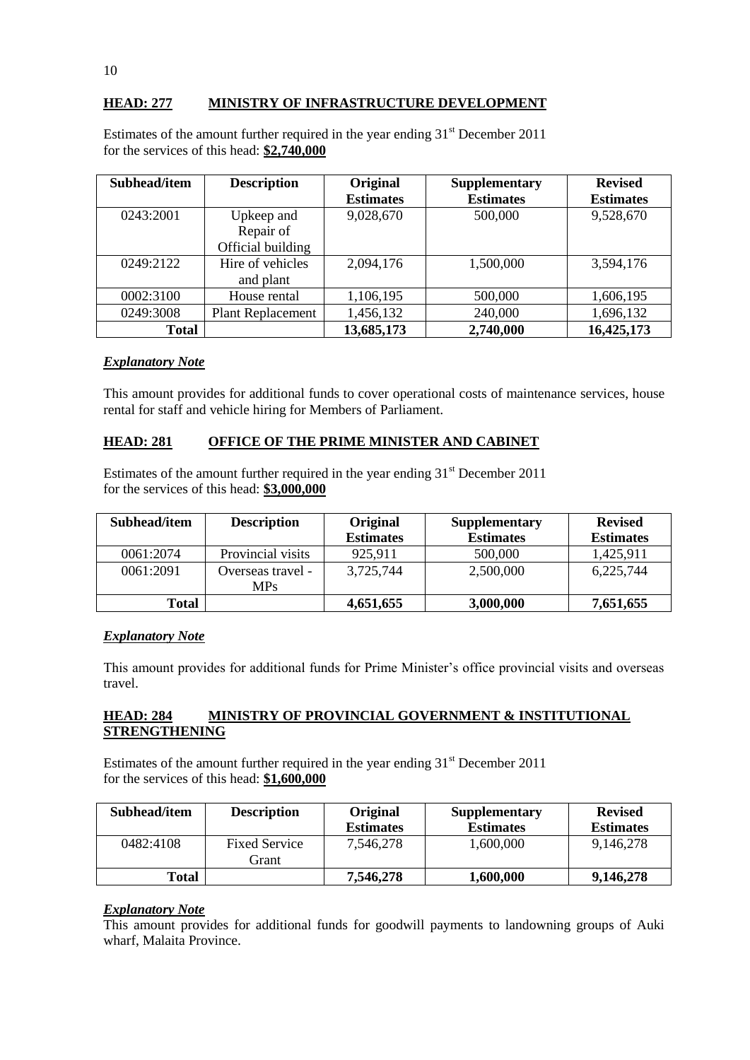## HEAD: 277 MINISTRY OF INFRASTRUCTURE DEVELOPMENT

Estimates of the amount further required in the year ending 31st December 2011 for the services of this head: **$2,740,000**

| Subhead/item | Description | Original Estimates | Supplementary Estimates | Revised Estimates |
|---|---|---|---|---|
| 0243:2001 | Upkeep and Repair of Official building | 9,028,670 | 500,000 | 9,528,670 |
| 0249:2122 | Hire of vehicles and plant | 2,094,176 | 1,500,000 | 3,594,176 |
| 0002:3100 | House rental | 1,106,195 | 500,000 | 1,606,195 |
| 0249:3008 | Plant Replacement | 1,456,132 | 240,000 | 1,696,132 |
| **Total** | | **13,685,173** | **2,740,000** | **16,425,173** |

***Explanatory Note***

This amount provides for additional funds to cover operational costs of maintenance services, house rental for staff and vehicle hiring for Members of Parliament.

## HEAD: 281 OFFICE OF THE PRIME MINISTER AND CABINET

Estimates of the amount further required in the year ending 31st December 2011 for the services of this head: **$3,000,000**

| Subhead/item | Description | Original Estimates | Supplementary Estimates | Revised Estimates |
|---|---|---|---|---|
| 0061:2074 | Provincial visits | 925,911 | 500,000 | 1,425,911 |
| 0061:2091 | Overseas travel - MPs | 3,725,744 | 2,500,000 | 6,225,744 |
| **Total** | | **4,651,655** | **3,000,000** | **7,651,655** |

***Explanatory Note***

This amount provides for additional funds for Prime Minister's office provincial visits and overseas travel.

## HEAD: 284 MINISTRY OF PROVINCIAL GOVERNMENT & INSTITUTIONAL STRENGTHENING

Estimates of the amount further required in the year ending 31st December 2011 for the services of this head: **$1,600,000**

| Subhead/item | Description | Original Estimates | Supplementary Estimates | Revised Estimates |
|---|---|---|---|---|
| 0482:4108 | Fixed Service Grant | 7,546,278 | 1,600,000 | 9,146,278 |
| **Total** | | **7,546,278** | **1,600,000** | **9,146,278** |

***Explanatory Note***

This amount provides for additional funds for goodwill payments to landowning groups of Auki wharf, Malaita Province.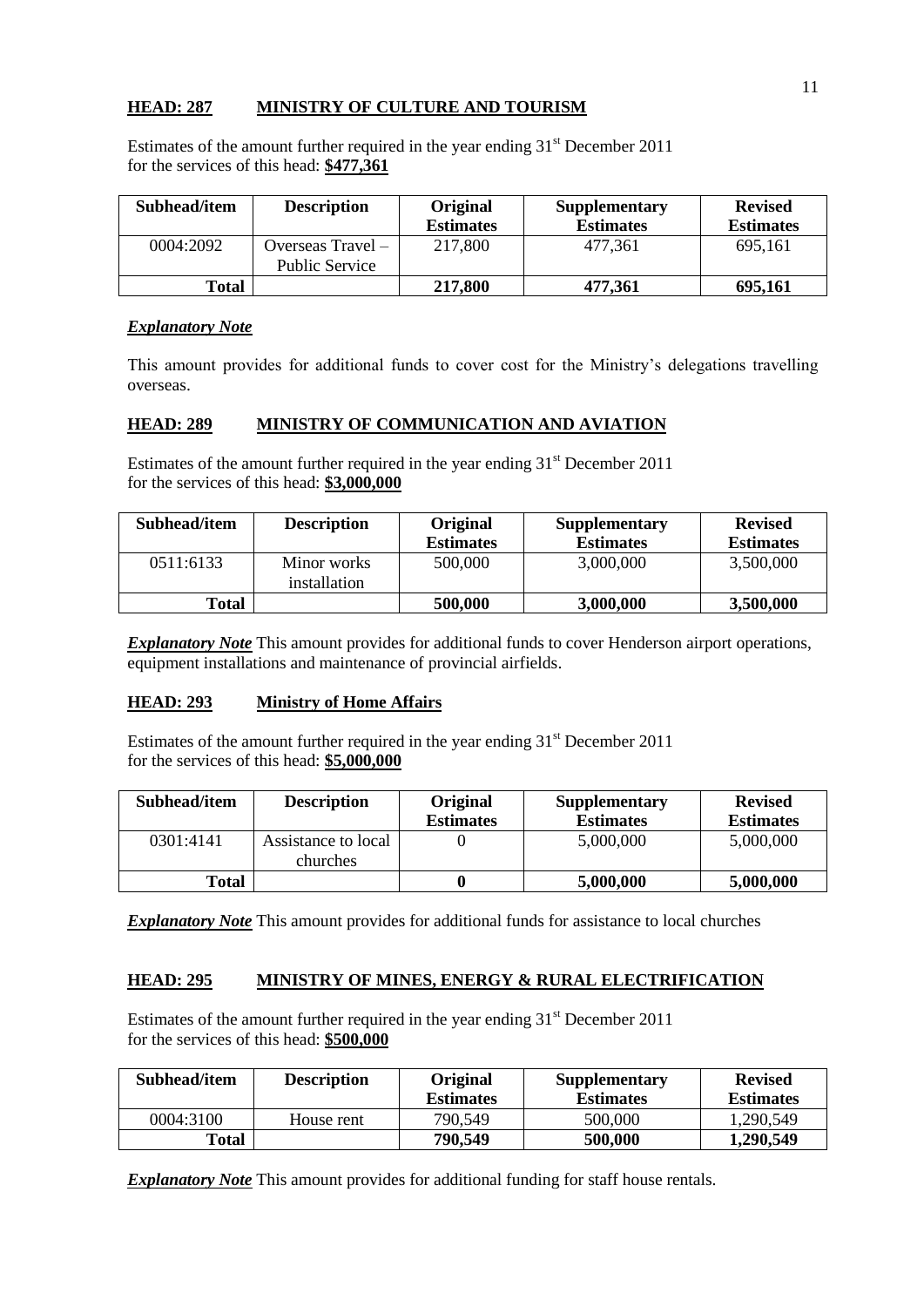## **HEAD: 287 MINISTRY OF CULTURE AND TOURISM**

Estimates of the amount further required in the year ending 31st December 2011 for the services of this head: **$477,361**

| Subhead/item | Description | Original Estimates | Supplementary Estimates | Revised Estimates |
|---|---|---|---|---|
| 0004:2092 | Overseas Travel – Public Service | 217,800 | 477,361 | 695,161 |
| **Total** | | **217,800** | **477,361** | **695,161** |

***Explanatory Note***

This amount provides for additional funds to cover cost for the Ministry's delegations travelling overseas.

## **HEAD: 289 MINISTRY OF COMMUNICATION AND AVIATION**

Estimates of the amount further required in the year ending 31st December 2011 for the services of this head: **$3,000,000**

| Subhead/item | Description | Original Estimates | Supplementary Estimates | Revised Estimates |
|---|---|---|---|---|
| 0511:6133 | Minor works installation | 500,000 | 3,000,000 | 3,500,000 |
| **Total** | | **500,000** | **3,000,000** | **3,500,000** |

***Explanatory Note*** This amount provides for additional funds to cover Henderson airport operations, equipment installations and maintenance of provincial airfields.

## **HEAD: 293 Ministry of Home Affairs**

Estimates of the amount further required in the year ending 31st December 2011 for the services of this head: **$5,000,000**

| Subhead/item | Description | Original Estimates | Supplementary Estimates | Revised Estimates |
|---|---|---|---|---|
| 0301:4141 | Assistance to local churches | 0 | 5,000,000 | 5,000,000 |
| **Total** | | **0** | **5,000,000** | **5,000,000** |

***Explanatory Note*** This amount provides for additional funds for assistance to local churches

## **HEAD: 295 MINISTRY OF MINES, ENERGY & RURAL ELECTRIFICATION**

Estimates of the amount further required in the year ending 31st December 2011 for the services of this head: **$500,000**

| Subhead/item | Description | Original Estimates | Supplementary Estimates | Revised Estimates |
|---|---|---|---|---|
| 0004:3100 | House rent | 790,549 | 500,000 | 1,290,549 |
| **Total** | | **790,549** | **500,000** | **1,290,549** |

***Explanatory Note*** This amount provides for additional funding for staff house rentals.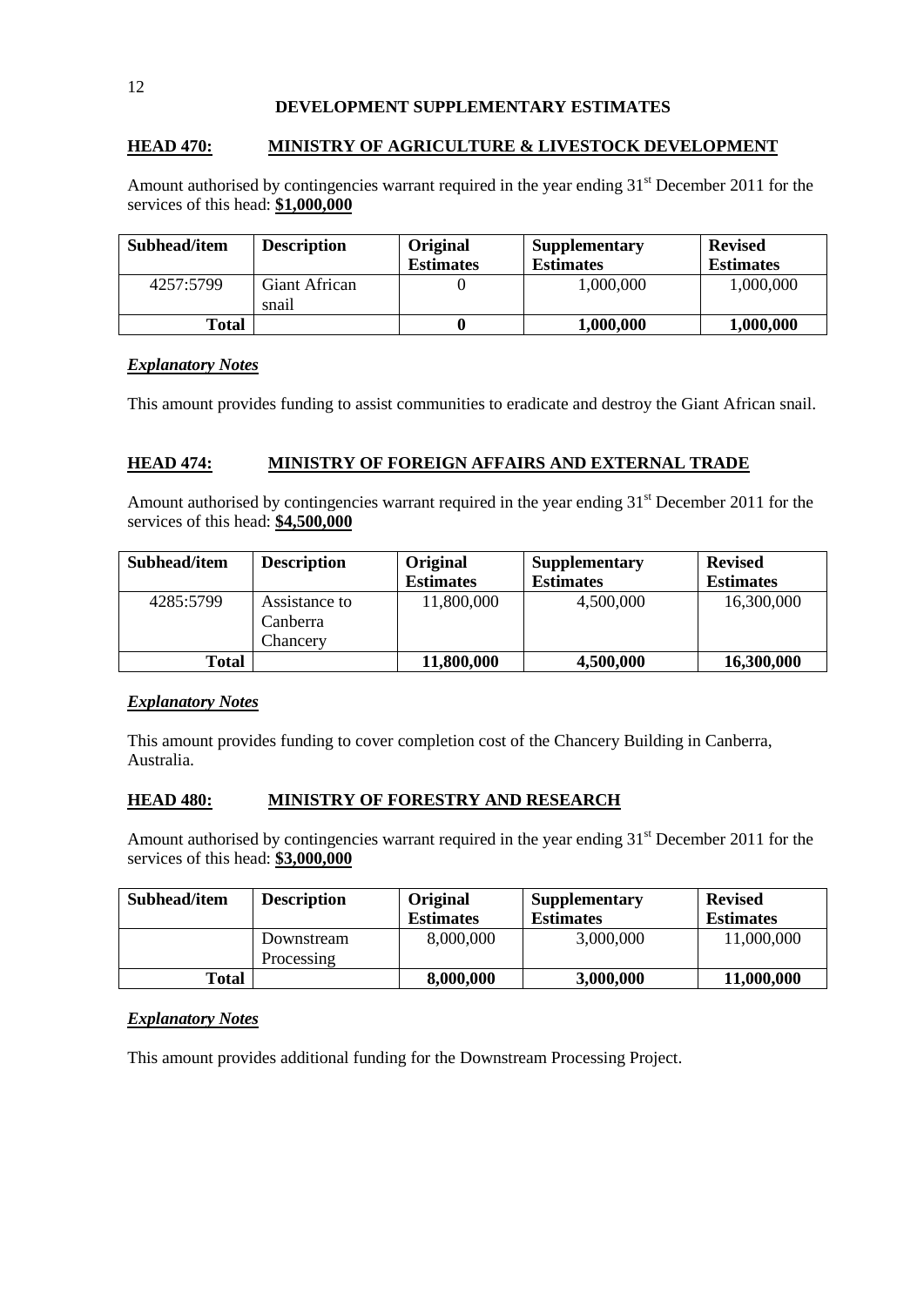## DEVELOPMENT SUPPLEMENTARY ESTIMATES

### HEAD 470: MINISTRY OF AGRICULTURE & LIVESTOCK DEVELOPMENT

Amount authorised by contingencies warrant required in the year ending 31st December 2011 for the services of this head: **$1,000,000**

| Subhead/item | Description | Original Estimates | Supplementary Estimates | Revised Estimates |
|---|---|---|---|---|
| 4257:5799 | Giant African snail | 0 | 1,000,000 | 1,000,000 |
| **Total** | | **0** | **1,000,000** | **1,000,000** |

***Explanatory Notes***

This amount provides funding to assist communities to eradicate and destroy the Giant African snail.

### HEAD 474: MINISTRY OF FOREIGN AFFAIRS AND EXTERNAL TRADE

Amount authorised by contingencies warrant required in the year ending 31st December 2011 for the services of this head: **$4,500,000**

| Subhead/item | Description | Original Estimates | Supplementary Estimates | Revised Estimates |
|---|---|---|---|---|
| 4285:5799 | Assistance to Canberra Chancery | 11,800,000 | 4,500,000 | 16,300,000 |
| **Total** | | **11,800,000** | **4,500,000** | **16,300,000** |

***Explanatory Notes***

This amount provides funding to cover completion cost of the Chancery Building in Canberra, Australia.

### HEAD 480: MINISTRY OF FORESTRY AND RESEARCH

Amount authorised by contingencies warrant required in the year ending 31st December 2011 for the services of this head: **$3,000,000**

| Subhead/item | Description | Original Estimates | Supplementary Estimates | Revised Estimates |
|---|---|---|---|---|
| | Downstream Processing | 8,000,000 | 3,000,000 | 11,000,000 |
| **Total** | | **8,000,000** | **3,000,000** | **11,000,000** |

***Explanatory Notes***

This amount provides additional funding for the Downstream Processing Project.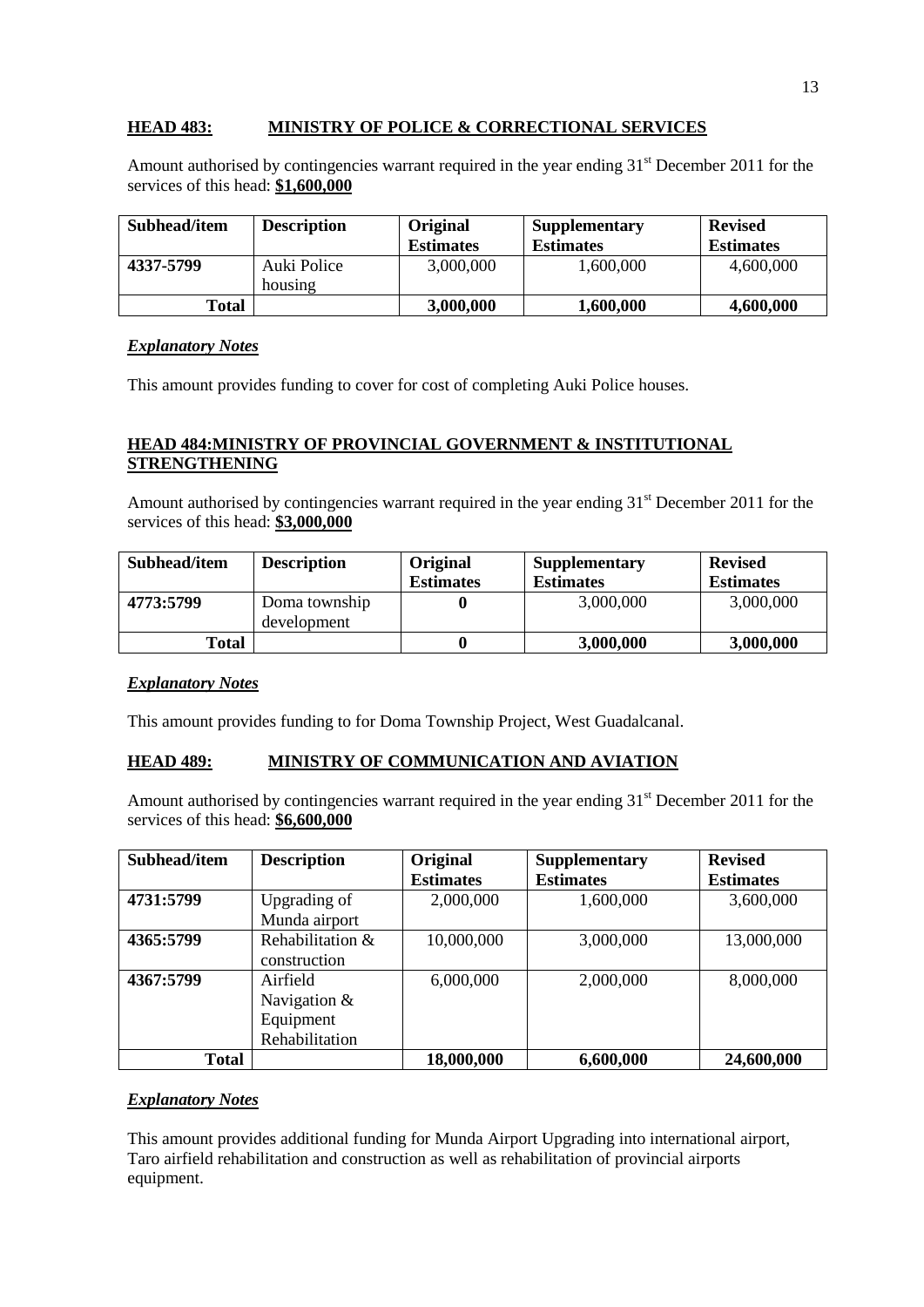**HEAD 483: MINISTRY OF POLICE & CORRECTIONAL SERVICES**

Amount authorised by contingencies warrant required in the year ending 31st December 2011 for the services of this head: **$1,600,000**

| Subhead/item | Description | Original Estimates | Supplementary Estimates | Revised Estimates |
|---|---|---|---|---|
| **4337-5799** | Auki Police housing | 3,000,000 | 1,600,000 | 4,600,000 |
| **Total** | | **3,000,000** | **1,600,000** | **4,600,000** |

***Explanatory Notes***

This amount provides funding to cover for cost of completing Auki Police houses.

**HEAD 484:MINISTRY OF PROVINCIAL GOVERNMENT & INSTITUTIONAL STRENGTHENING**

Amount authorised by contingencies warrant required in the year ending 31st December 2011 for the services of this head: **$3,000,000**

| Subhead/item | Description | Original Estimates | Supplementary Estimates | Revised Estimates |
|---|---|---|---|---|
| **4773:5799** | Doma township development | **0** | 3,000,000 | 3,000,000 |
| **Total** | | **0** | **3,000,000** | **3,000,000** |

***Explanatory Notes***

This amount provides funding to for Doma Township Project, West Guadalcanal.

**HEAD 489: MINISTRY OF COMMUNICATION AND AVIATION**

Amount authorised by contingencies warrant required in the year ending 31st December 2011 for the services of this head: **$6,600,000**

| Subhead/item | Description | Original Estimates | Supplementary Estimates | Revised Estimates |
|---|---|---|---|---|
| **4731:5799** | Upgrading of Munda airport | 2,000,000 | 1,600,000 | 3,600,000 |
| **4365:5799** | Rehabilitation & construction | 10,000,000 | 3,000,000 | 13,000,000 |
| **4367:5799** | Airfield Navigation & Equipment Rehabilitation | 6,000,000 | 2,000,000 | 8,000,000 |
| **Total** | | **18,000,000** | **6,600,000** | **24,600,000** |

***Explanatory Notes***

This amount provides additional funding for Munda Airport Upgrading into international airport, Taro airfield rehabilitation and construction as well as rehabilitation of provincial airports equipment.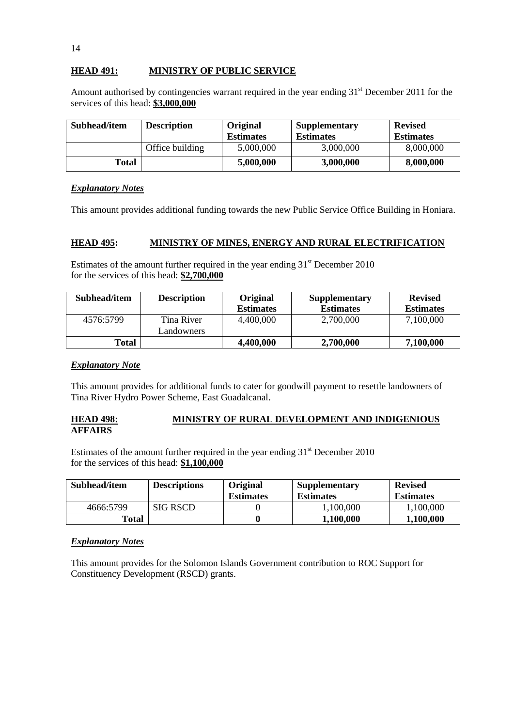## HEAD 491: MINISTRY OF PUBLIC SERVICE

Amount authorised by contingencies warrant required in the year ending 31st December 2011 for the services of this head: **$3,000,000**

| Subhead/item | Description | Original Estimates | Supplementary Estimates | Revised Estimates |
|---|---|---|---|---|
| | Office building | 5,000,000 | 3,000,000 | 8,000,000 |
| **Total** | | **5,000,000** | **3,000,000** | **8,000,000** |

### *Explanatory Notes*

This amount provides additional funding towards the new Public Service Office Building in Honiara.

## HEAD 495: MINISTRY OF MINES, ENERGY AND RURAL ELECTRIFICATION

Estimates of the amount further required in the year ending 31st December 2010 for the services of this head: **$2,700,000**

| Subhead/item | Description | Original Estimates | Supplementary Estimates | Revised Estimates |
|---|---|---|---|---|
| 4576:5799 | Tina River Landowners | 4,400,000 | 2,700,000 | 7,100,000 |
| **Total** | | **4,400,000** | **2,700,000** | **7,100,000** |

### *Explanatory Note*

This amount provides for additional funds to cater for goodwill payment to resettle landowners of Tina River Hydro Power Scheme, East Guadalcanal.

## HEAD 498: MINISTRY OF RURAL DEVELOPMENT AND INDIGENIOUS AFFAIRS

Estimates of the amount further required in the year ending 31st December 2010 for the services of this head: **$1,100,000**

| Subhead/item | Descriptions | Original Estimates | Supplementary Estimates | Revised Estimates |
|---|---|---|---|---|
| 4666:5799 | SIG RSCD | 0 | 1,100,000 | 1,100,000 |
| **Total** | | **0** | **1,100,000** | **1,100,000** |

### *Explanatory Notes*

This amount provides for the Solomon Islands Government contribution to ROC Support for Constituency Development (RSCD) grants.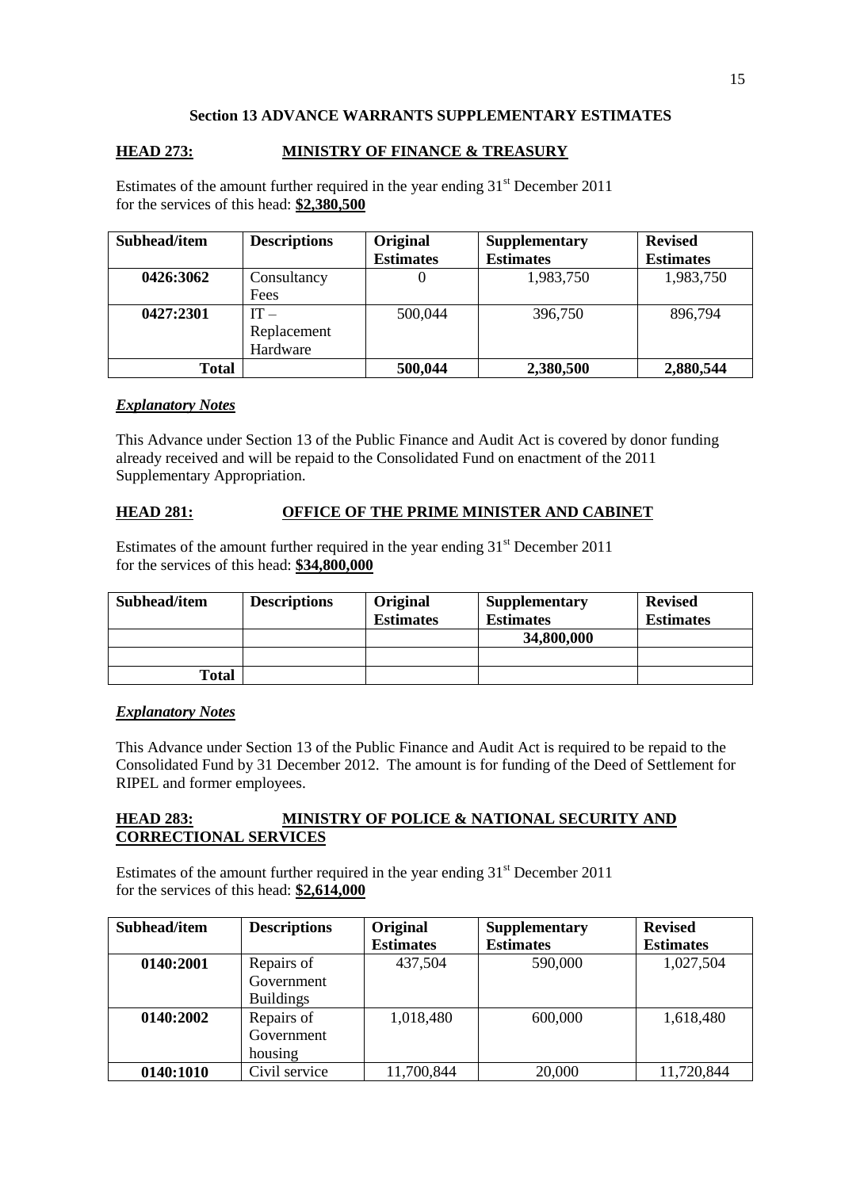**Section 13 ADVANCE WARRANTS SUPPLEMENTARY ESTIMATES**

**HEAD 273: MINISTRY OF FINANCE & TREASURY**

Estimates of the amount further required in the year ending 31st December 2011 for the services of this head: **$2,380,500**

| Subhead/item | Descriptions | Original Estimates | Supplementary Estimates | Revised Estimates |
|---|---|---|---|---|
| **0426:3062** | Consultancy Fees | 0 | 1,983,750 | 1,983,750 |
| **0427:2301** | IT – Replacement Hardware | 500,044 | 396,750 | 896,794 |
| **Total** | | **500,044** | **2,380,500** | **2,880,544** |

***Explanatory Notes***

This Advance under Section 13 of the Public Finance and Audit Act is covered by donor funding already received and will be repaid to the Consolidated Fund on enactment of the 2011 Supplementary Appropriation.

**HEAD 281: OFFICE OF THE PRIME MINISTER AND CABINET**

Estimates of the amount further required in the year ending 31st December 2011 for the services of this head: **$34,800,000**

| Subhead/item | Descriptions | Original Estimates | Supplementary Estimates | Revised Estimates |
|---|---|---|---|---|
| | | | **34,800,000** | |
| | | | | |
| **Total** | | | | |

***Explanatory Notes***

This Advance under Section 13 of the Public Finance and Audit Act is required to be repaid to the Consolidated Fund by 31 December 2012. The amount is for funding of the Deed of Settlement for RIPEL and former employees.

**HEAD 283: MINISTRY OF POLICE & NATIONAL SECURITY AND CORRECTIONAL SERVICES**

Estimates of the amount further required in the year ending 31st December 2011 for the services of this head: **$2,614,000**

| Subhead/item | Descriptions | Original Estimates | Supplementary Estimates | Revised Estimates |
|---|---|---|---|---|
| **0140:2001** | Repairs of Government Buildings | 437,504 | 590,000 | 1,027,504 |
| **0140:2002** | Repairs of Government housing | 1,018,480 | 600,000 | 1,618,480 |
| **0140:1010** | Civil service | 11,700,844 | 20,000 | 11,720,844 |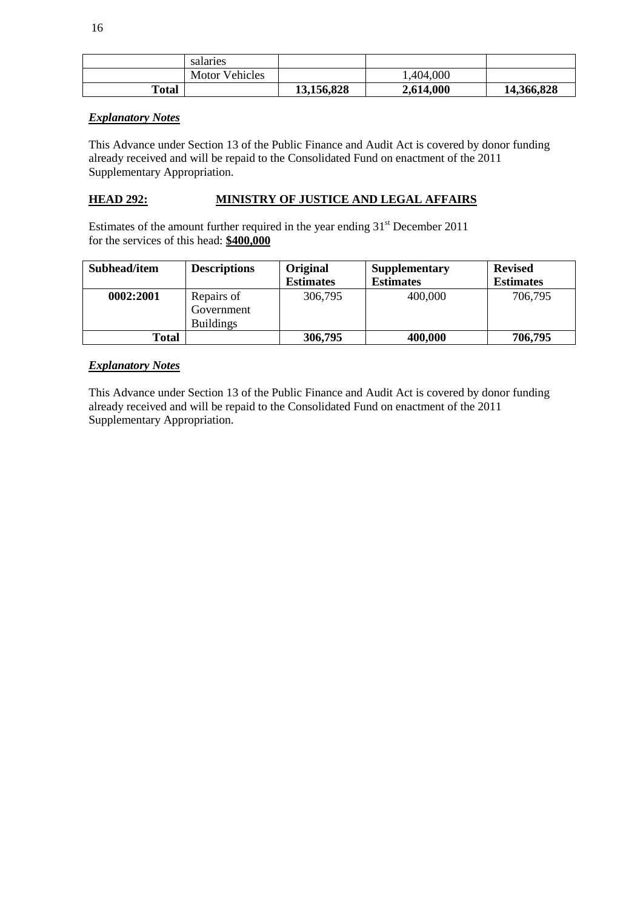| | salaries | | | |
|---|---|---|---|---|
| | Motor Vehicles | | 1,404,000 | |
| **Total** | | **13,156,828** | **2,614,000** | **14,366,828** |

***Explanatory Notes***

This Advance under Section 13 of the Public Finance and Audit Act is covered by donor funding already received and will be repaid to the Consolidated Fund on enactment of the 2011 Supplementary Appropriation.

## HEAD 292: MINISTRY OF JUSTICE AND LEGAL AFFAIRS

Estimates of the amount further required in the year ending 31st December 2011 for the services of this head: **$400,000**

| Subhead/item | Descriptions | Original Estimates | Supplementary Estimates | Revised Estimates |
|---|---|---|---|---|
| **0002:2001** | Repairs of Government Buildings | 306,795 | 400,000 | 706,795 |
| **Total** | | **306,795** | **400,000** | **706,795** |

***Explanatory Notes***

This Advance under Section 13 of the Public Finance and Audit Act is covered by donor funding already received and will be repaid to the Consolidated Fund on enactment of the 2011 Supplementary Appropriation.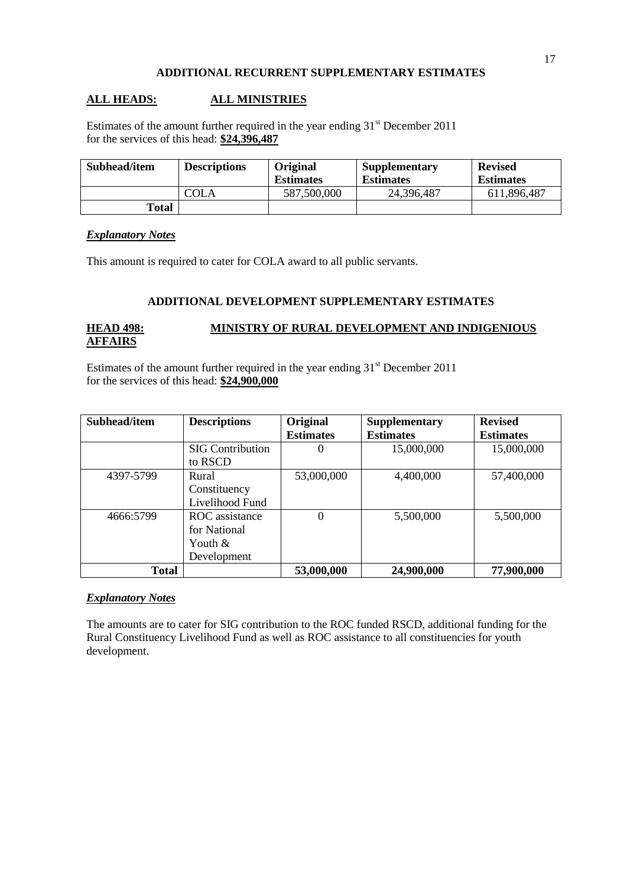## ADDITIONAL RECURRENT SUPPLEMENTARY ESTIMATES

**ALL HEADS: ALL MINISTRIES**

Estimates of the amount further required in the year ending 31st December 2011 for the services of this head: **$24,396,487**

| Subhead/item | Descriptions | Original Estimates | Supplementary Estimates | Revised Estimates |
|---|---|---|---|---|
| | COLA | 587,500,000 | 24,396,487 | 611,896,487 |
| **Total** | | | | |

***Explanatory Notes***

This amount is required to cater for COLA award to all public servants.

## ADDITIONAL DEVELOPMENT SUPPLEMENTARY ESTIMATES

**HEAD 498: MINISTRY OF RURAL DEVELOPMENT AND INDIGENIOUS AFFAIRS**

Estimates of the amount further required in the year ending 31st December 2011 for the services of this head: **$24,900,000**

| Subhead/item | Descriptions | Original Estimates | Supplementary Estimates | Revised Estimates |
|---|---|---|---|---|
| | SIG Contribution to RSCD | 0 | 15,000,000 | 15,000,000 |
| 4397-5799 | Rural Constituency Livelihood Fund | 53,000,000 | 4,400,000 | 57,400,000 |
| 4666:5799 | ROC assistance for National Youth & Development | 0 | 5,500,000 | 5,500,000 |
| **Total** | | **53,000,000** | **24,900,000** | **77,900,000** |

***Explanatory Notes***

The amounts are to cater for SIG contribution to the ROC funded RSCD, additional funding for the Rural Constituency Livelihood Fund as well as ROC assistance to all constituencies for youth development.